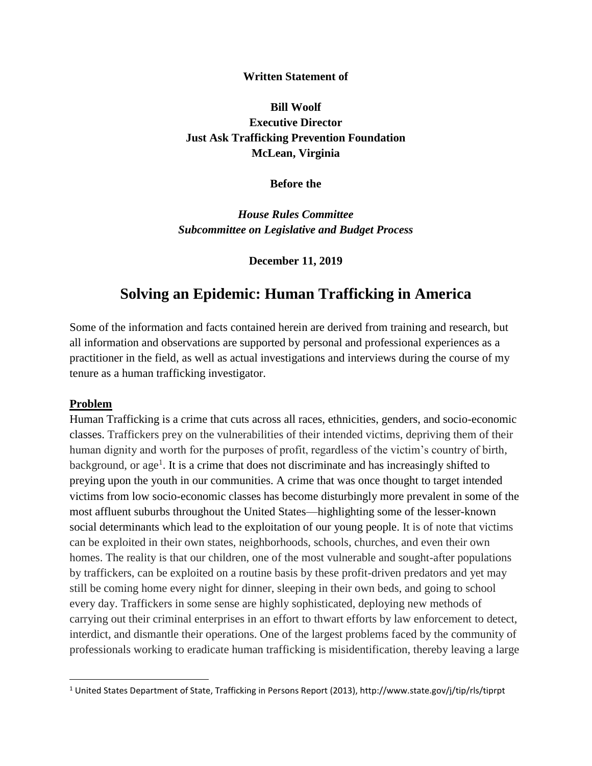**Written Statement of**

**Bill Woolf**
**Executive Director**
**Just Ask Trafficking Prevention Foundation**
**McLean, Virginia**

**Before the**

***House Rules Committee***
***Subcommittee on Legislative and Budget Process***

**December 11, 2019**

# Solving an Epidemic: Human Trafficking in America

Some of the information and facts contained herein are derived from training and research, but all information and observations are supported by personal and professional experiences as a practitioner in the field, as well as actual investigations and interviews during the course of my tenure as a human trafficking investigator.

## Problem

Human Trafficking is a crime that cuts across all races, ethnicities, genders, and socio-economic classes. Traffickers prey on the vulnerabilities of their intended victims, depriving them of their human dignity and worth for the purposes of profit, regardless of the victim's country of birth, background, or age[1]. It is a crime that does not discriminate and has increasingly shifted to preying upon the youth in our communities. A crime that was once thought to target intended victims from low socio-economic classes has become disturbingly more prevalent in some of the most affluent suburbs throughout the United States—highlighting some of the lesser-known social determinants which lead to the exploitation of our young people. It is of note that victims can be exploited in their own states, neighborhoods, schools, churches, and even their own homes. The reality is that our children, one of the most vulnerable and sought-after populations by traffickers, can be exploited on a routine basis by these profit-driven predators and yet may still be coming home every night for dinner, sleeping in their own beds, and going to school every day. Traffickers in some sense are highly sophisticated, deploying new methods of carrying out their criminal enterprises in an effort to thwart efforts by law enforcement to detect, interdict, and dismantle their operations. One of the largest problems faced by the community of professionals working to eradicate human trafficking is misidentification, thereby leaving a large

[1] United States Department of State, Trafficking in Persons Report (2013), http://www.state.gov/j/tip/rls/tiprpt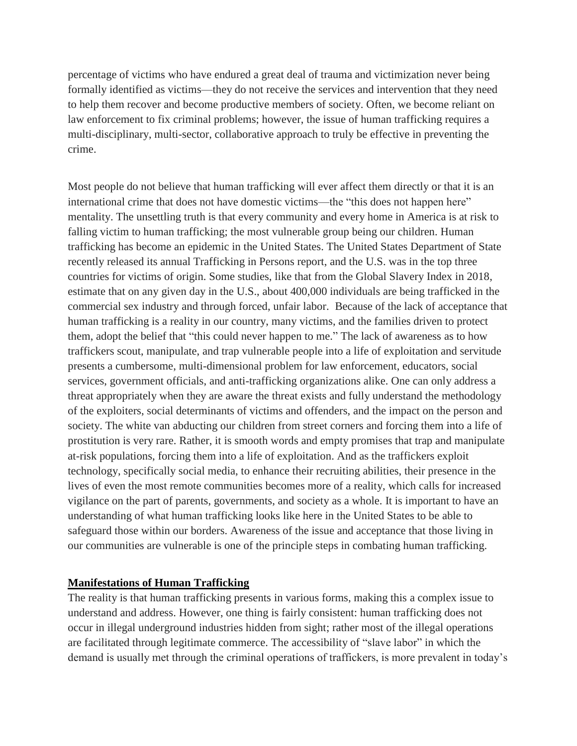percentage of victims who have endured a great deal of trauma and victimization never being formally identified as victims—they do not receive the services and intervention that they need to help them recover and become productive members of society. Often, we become reliant on law enforcement to fix criminal problems; however, the issue of human trafficking requires a multi-disciplinary, multi-sector, collaborative approach to truly be effective in preventing the crime.

Most people do not believe that human trafficking will ever affect them directly or that it is an international crime that does not have domestic victims—the "this does not happen here" mentality. The unsettling truth is that every community and every home in America is at risk to falling victim to human trafficking; the most vulnerable group being our children. Human trafficking has become an epidemic in the United States. The United States Department of State recently released its annual Trafficking in Persons report, and the U.S. was in the top three countries for victims of origin. Some studies, like that from the Global Slavery Index in 2018, estimate that on any given day in the U.S., about 400,000 individuals are being trafficked in the commercial sex industry and through forced, unfair labor. Because of the lack of acceptance that human trafficking is a reality in our country, many victims, and the families driven to protect them, adopt the belief that "this could never happen to me." The lack of awareness as to how traffickers scout, manipulate, and trap vulnerable people into a life of exploitation and servitude presents a cumbersome, multi-dimensional problem for law enforcement, educators, social services, government officials, and anti-trafficking organizations alike. One can only address a threat appropriately when they are aware the threat exists and fully understand the methodology of the exploiters, social determinants of victims and offenders, and the impact on the person and society. The white van abducting our children from street corners and forcing them into a life of prostitution is very rare. Rather, it is smooth words and empty promises that trap and manipulate at-risk populations, forcing them into a life of exploitation. And as the traffickers exploit technology, specifically social media, to enhance their recruiting abilities, their presence in the lives of even the most remote communities becomes more of a reality, which calls for increased vigilance on the part of parents, governments, and society as a whole. It is important to have an understanding of what human trafficking looks like here in the United States to be able to safeguard those within our borders. Awareness of the issue and acceptance that those living in our communities are vulnerable is one of the principle steps in combating human trafficking.

## Manifestations of Human Trafficking

The reality is that human trafficking presents in various forms, making this a complex issue to understand and address. However, one thing is fairly consistent: human trafficking does not occur in illegal underground industries hidden from sight; rather most of the illegal operations are facilitated through legitimate commerce. The accessibility of "slave labor" in which the demand is usually met through the criminal operations of traffickers, is more prevalent in today's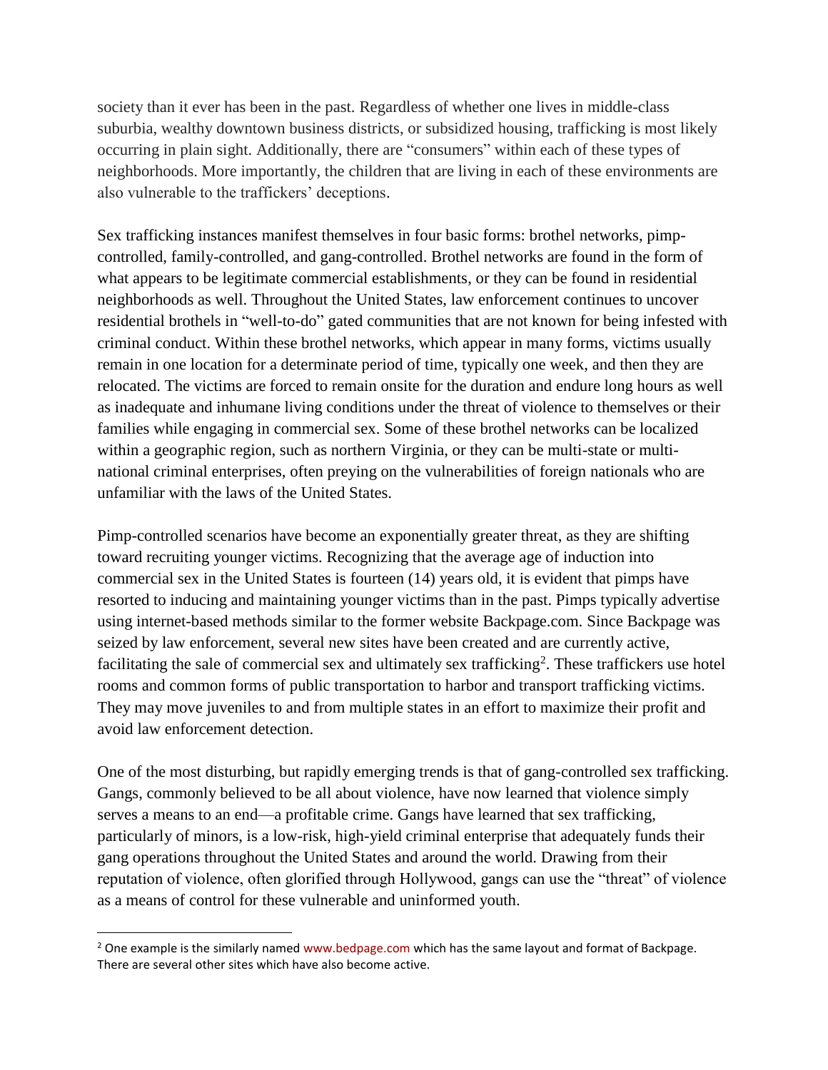society than it ever has been in the past. Regardless of whether one lives in middle-class suburbia, wealthy downtown business districts, or subsidized housing, trafficking is most likely occurring in plain sight. Additionally, there are "consumers" within each of these types of neighborhoods. More importantly, the children that are living in each of these environments are also vulnerable to the traffickers' deceptions.

Sex trafficking instances manifest themselves in four basic forms: brothel networks, pimp-controlled, family-controlled, and gang-controlled. Brothel networks are found in the form of what appears to be legitimate commercial establishments, or they can be found in residential neighborhoods as well. Throughout the United States, law enforcement continues to uncover residential brothels in "well-to-do" gated communities that are not known for being infested with criminal conduct. Within these brothel networks, which appear in many forms, victims usually remain in one location for a determinate period of time, typically one week, and then they are relocated. The victims are forced to remain onsite for the duration and endure long hours as well as inadequate and inhumane living conditions under the threat of violence to themselves or their families while engaging in commercial sex. Some of these brothel networks can be localized within a geographic region, such as northern Virginia, or they can be multi-state or multi-national criminal enterprises, often preying on the vulnerabilities of foreign nationals who are unfamiliar with the laws of the United States.

Pimp-controlled scenarios have become an exponentially greater threat, as they are shifting toward recruiting younger victims. Recognizing that the average age of induction into commercial sex in the United States is fourteen (14) years old, it is evident that pimps have resorted to inducing and maintaining younger victims than in the past. Pimps typically advertise using internet-based methods similar to the former website Backpage.com. Since Backpage was seized by law enforcement, several new sites have been created and are currently active, facilitating the sale of commercial sex and ultimately sex trafficking[2]. These traffickers use hotel rooms and common forms of public transportation to harbor and transport trafficking victims. They may move juveniles to and from multiple states in an effort to maximize their profit and avoid law enforcement detection.

One of the most disturbing, but rapidly emerging trends is that of gang-controlled sex trafficking. Gangs, commonly believed to be all about violence, have now learned that violence simply serves a means to an end—a profitable crime. Gangs have learned that sex trafficking, particularly of minors, is a low-risk, high-yield criminal enterprise that adequately funds their gang operations throughout the United States and around the world. Drawing from their reputation of violence, often glorified through Hollywood, gangs can use the "threat" of violence as a means of control for these vulnerable and uninformed youth.

---

[2] One example is the similarly named www.bedpage.com which has the same layout and format of Backpage. There are several other sites which have also become active.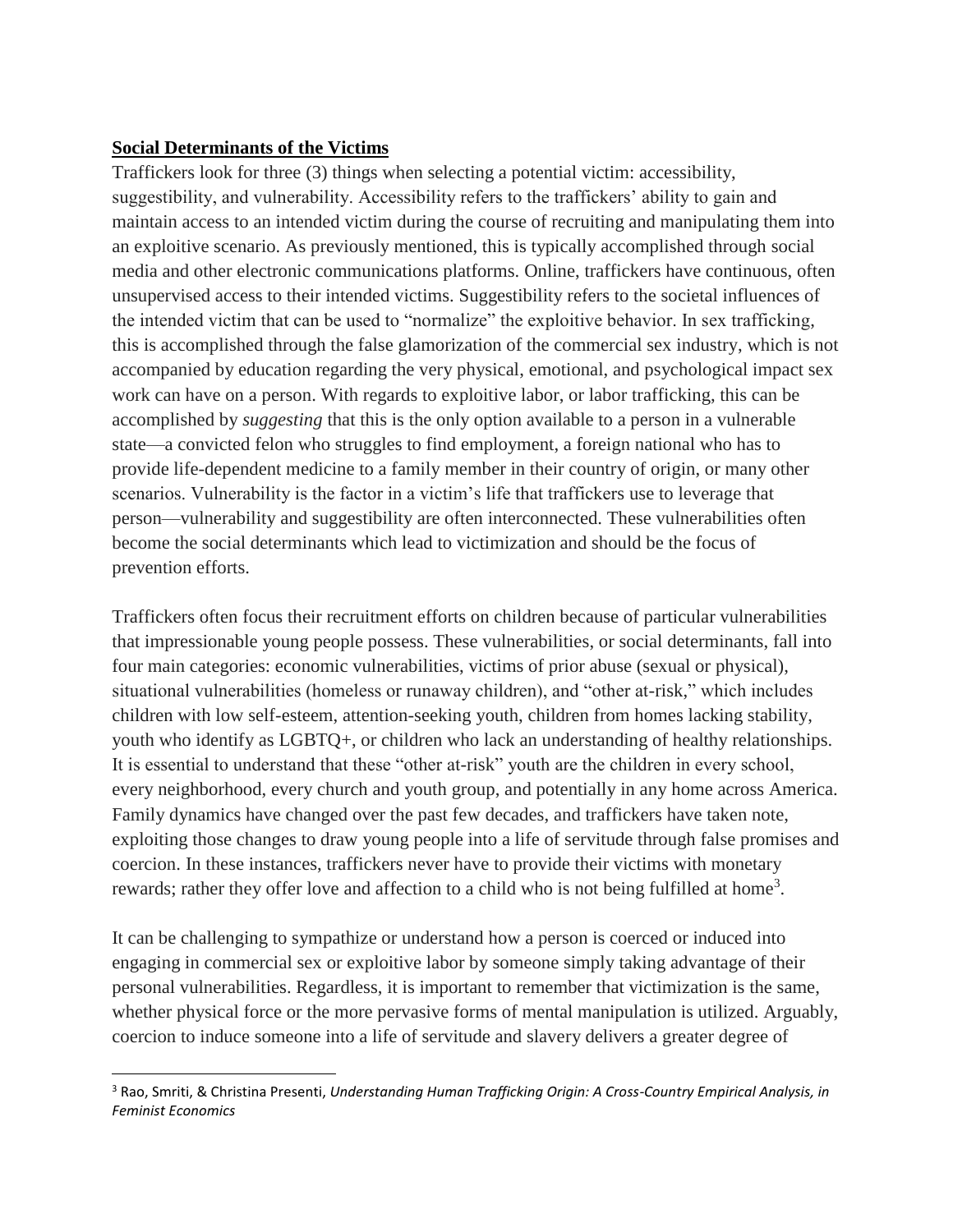**Social Determinants of the Victims**

Traffickers look for three (3) things when selecting a potential victim: accessibility, suggestibility, and vulnerability. Accessibility refers to the traffickers' ability to gain and maintain access to an intended victim during the course of recruiting and manipulating them into an exploitive scenario. As previously mentioned, this is typically accomplished through social media and other electronic communications platforms. Online, traffickers have continuous, often unsupervised access to their intended victims. Suggestibility refers to the societal influences of the intended victim that can be used to "normalize" the exploitive behavior. In sex trafficking, this is accomplished through the false glamorization of the commercial sex industry, which is not accompanied by education regarding the very physical, emotional, and psychological impact sex work can have on a person. With regards to exploitive labor, or labor trafficking, this can be accomplished by *suggesting* that this is the only option available to a person in a vulnerable state—a convicted felon who struggles to find employment, a foreign national who has to provide life-dependent medicine to a family member in their country of origin, or many other scenarios. Vulnerability is the factor in a victim's life that traffickers use to leverage that person—vulnerability and suggestibility are often interconnected. These vulnerabilities often become the social determinants which lead to victimization and should be the focus of prevention efforts.

Traffickers often focus their recruitment efforts on children because of particular vulnerabilities that impressionable young people possess. These vulnerabilities, or social determinants, fall into four main categories: economic vulnerabilities, victims of prior abuse (sexual or physical), situational vulnerabilities (homeless or runaway children), and "other at-risk," which includes children with low self-esteem, attention-seeking youth, children from homes lacking stability, youth who identify as LGBTQ+, or children who lack an understanding of healthy relationships. It is essential to understand that these "other at-risk" youth are the children in every school, every neighborhood, every church and youth group, and potentially in any home across America. Family dynamics have changed over the past few decades, and traffickers have taken note, exploiting those changes to draw young people into a life of servitude through false promises and coercion. In these instances, traffickers never have to provide their victims with monetary rewards; rather they offer love and affection to a child who is not being fulfilled at home[3].

It can be challenging to sympathize or understand how a person is coerced or induced into engaging in commercial sex or exploitive labor by someone simply taking advantage of their personal vulnerabilities. Regardless, it is important to remember that victimization is the same, whether physical force or the more pervasive forms of mental manipulation is utilized. Arguably, coercion to induce someone into a life of servitude and slavery delivers a greater degree of

---

[3] Rao, Smriti, & Christina Presenti, *Understanding Human Trafficking Origin: A Cross-Country Empirical Analysis, in Feminist Economics*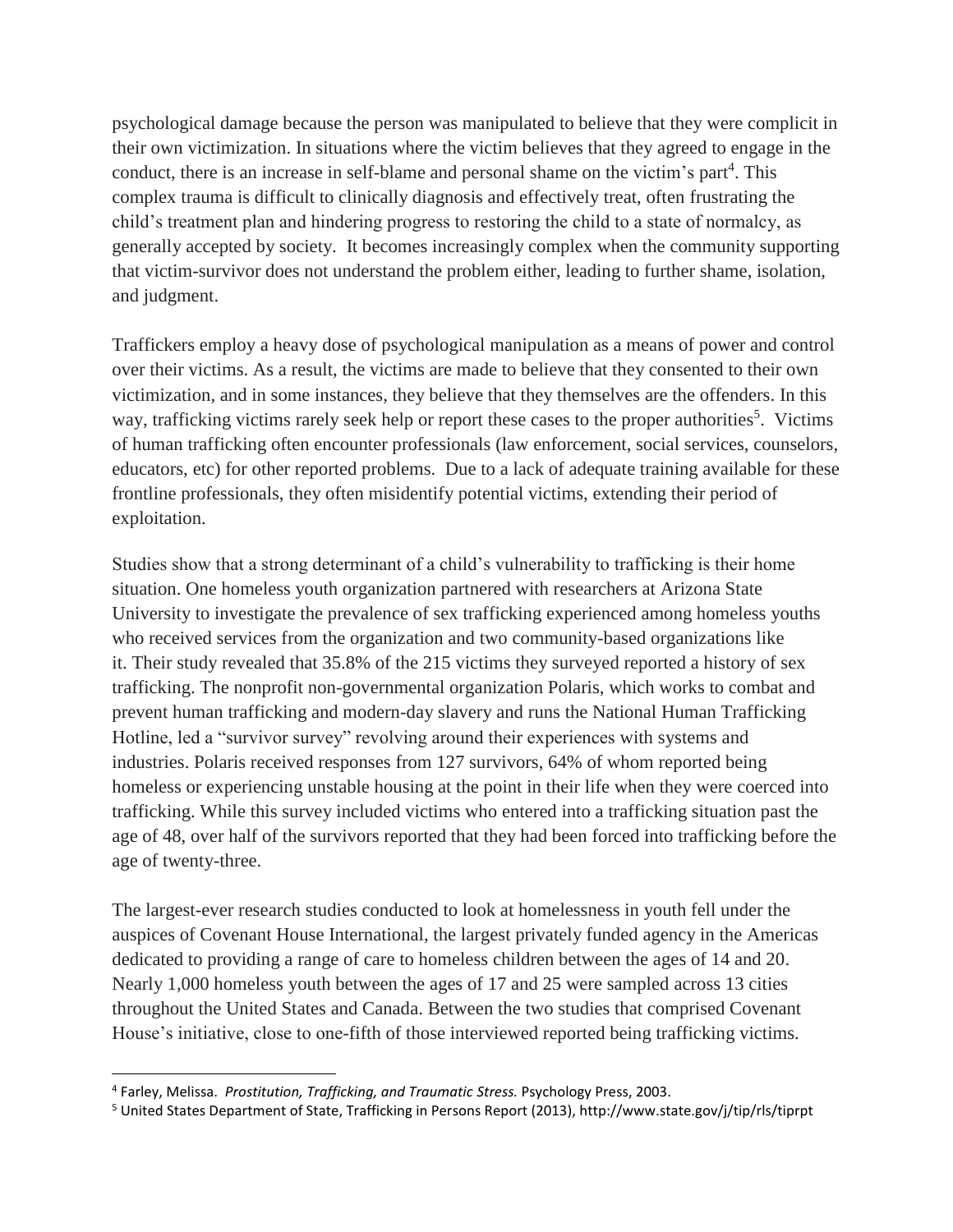psychological damage because the person was manipulated to believe that they were complicit in their own victimization. In situations where the victim believes that they agreed to engage in the conduct, there is an increase in self-blame and personal shame on the victim's part[4]. This complex trauma is difficult to clinically diagnosis and effectively treat, often frustrating the child's treatment plan and hindering progress to restoring the child to a state of normalcy, as generally accepted by society. It becomes increasingly complex when the community supporting that victim-survivor does not understand the problem either, leading to further shame, isolation, and judgment.

Traffickers employ a heavy dose of psychological manipulation as a means of power and control over their victims. As a result, the victims are made to believe that they consented to their own victimization, and in some instances, they believe that they themselves are the offenders. In this way, trafficking victims rarely seek help or report these cases to the proper authorities[5]. Victims of human trafficking often encounter professionals (law enforcement, social services, counselors, educators, etc) for other reported problems. Due to a lack of adequate training available for these frontline professionals, they often misidentify potential victims, extending their period of exploitation.

Studies show that a strong determinant of a child's vulnerability to trafficking is their home situation. One homeless youth organization partnered with researchers at Arizona State University to investigate the prevalence of sex trafficking experienced among homeless youths who received services from the organization and two community-based organizations like it. Their study revealed that 35.8% of the 215 victims they surveyed reported a history of sex trafficking. The nonprofit non-governmental organization Polaris, which works to combat and prevent human trafficking and modern-day slavery and runs the National Human Trafficking Hotline, led a "survivor survey" revolving around their experiences with systems and industries. Polaris received responses from 127 survivors, 64% of whom reported being homeless or experiencing unstable housing at the point in their life when they were coerced into trafficking. While this survey included victims who entered into a trafficking situation past the age of 48, over half of the survivors reported that they had been forced into trafficking before the age of twenty-three.

The largest-ever research studies conducted to look at homelessness in youth fell under the auspices of Covenant House International, the largest privately funded agency in the Americas dedicated to providing a range of care to homeless children between the ages of 14 and 20. Nearly 1,000 homeless youth between the ages of 17 and 25 were sampled across 13 cities throughout the United States and Canada. Between the two studies that comprised Covenant House's initiative, close to one-fifth of those interviewed reported being trafficking victims.

---

[4] Farley, Melissa. *Prostitution, Trafficking, and Traumatic Stress.* Psychology Press, 2003.

[5] United States Department of State, Trafficking in Persons Report (2013), http://www.state.gov/j/tip/rls/tiprpt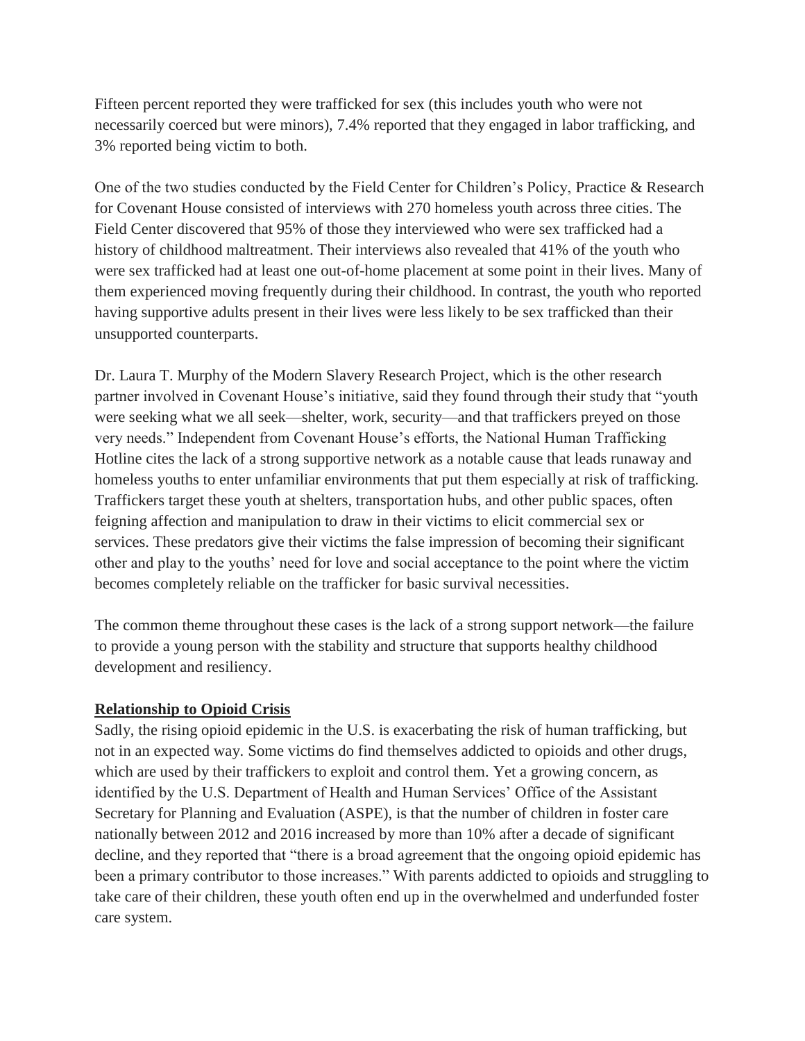Fifteen percent reported they were trafficked for sex (this includes youth who were not necessarily coerced but were minors), 7.4% reported that they engaged in labor trafficking, and 3% reported being victim to both.

One of the two studies conducted by the Field Center for Children's Policy, Practice & Research for Covenant House consisted of interviews with 270 homeless youth across three cities. The Field Center discovered that 95% of those they interviewed who were sex trafficked had a history of childhood maltreatment. Their interviews also revealed that 41% of the youth who were sex trafficked had at least one out-of-home placement at some point in their lives. Many of them experienced moving frequently during their childhood. In contrast, the youth who reported having supportive adults present in their lives were less likely to be sex trafficked than their unsupported counterparts.

Dr. Laura T. Murphy of the Modern Slavery Research Project, which is the other research partner involved in Covenant House's initiative, said they found through their study that "youth were seeking what we all seek—shelter, work, security—and that traffickers preyed on those very needs." Independent from Covenant House's efforts, the National Human Trafficking Hotline cites the lack of a strong supportive network as a notable cause that leads runaway and homeless youths to enter unfamiliar environments that put them especially at risk of trafficking. Traffickers target these youth at shelters, transportation hubs, and other public spaces, often feigning affection and manipulation to draw in their victims to elicit commercial sex or services. These predators give their victims the false impression of becoming their significant other and play to the youths' need for love and social acceptance to the point where the victim becomes completely reliable on the trafficker for basic survival necessities.

The common theme throughout these cases is the lack of a strong support network—the failure to provide a young person with the stability and structure that supports healthy childhood development and resiliency.

**Relationship to Opioid Crisis**

Sadly, the rising opioid epidemic in the U.S. is exacerbating the risk of human trafficking, but not in an expected way. Some victims do find themselves addicted to opioids and other drugs, which are used by their traffickers to exploit and control them. Yet a growing concern, as identified by the U.S. Department of Health and Human Services' Office of the Assistant Secretary for Planning and Evaluation (ASPE), is that the number of children in foster care nationally between 2012 and 2016 increased by more than 10% after a decade of significant decline, and they reported that "there is a broad agreement that the ongoing opioid epidemic has been a primary contributor to those increases." With parents addicted to opioids and struggling to take care of their children, these youth often end up in the overwhelmed and underfunded foster care system.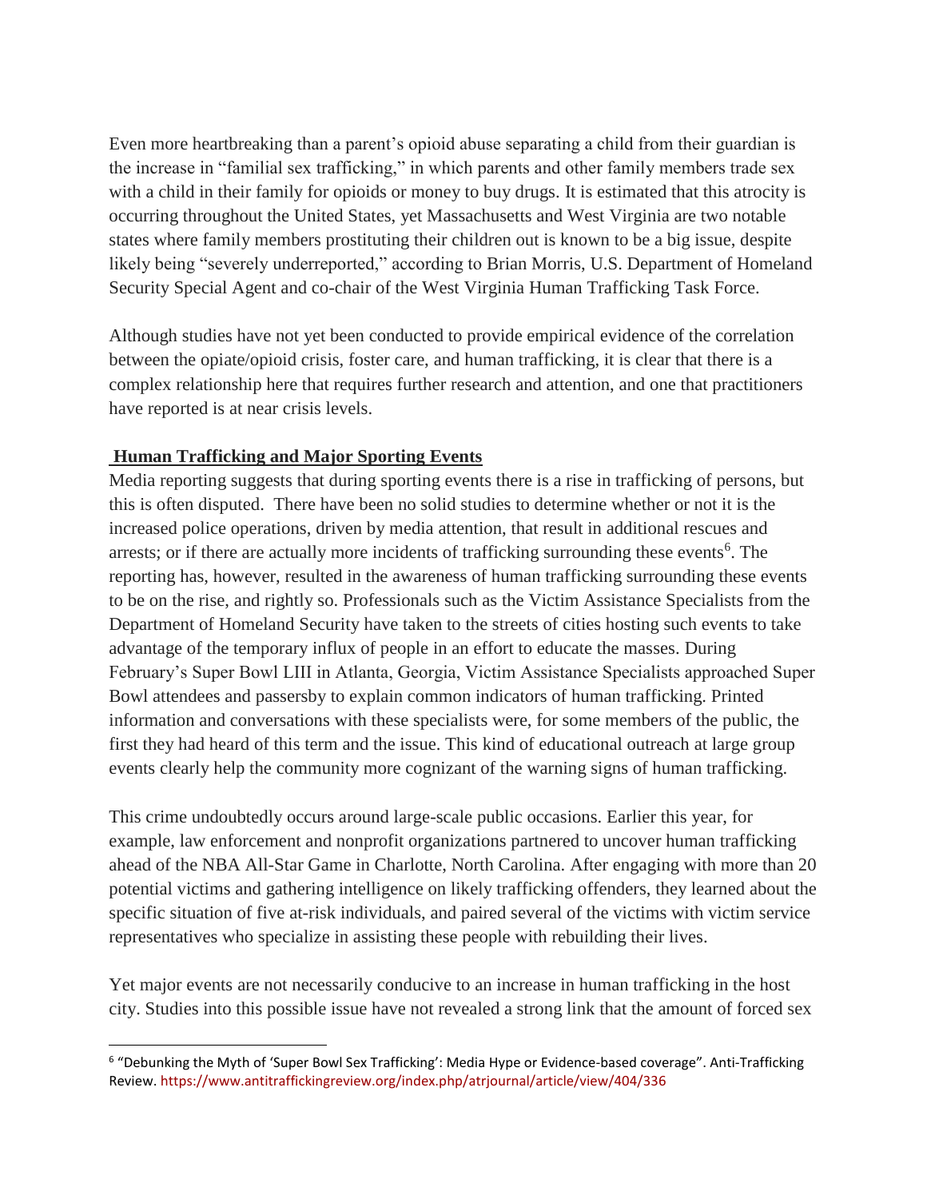Even more heartbreaking than a parent's opioid abuse separating a child from their guardian is the increase in "familial sex trafficking," in which parents and other family members trade sex with a child in their family for opioids or money to buy drugs. It is estimated that this atrocity is occurring throughout the United States, yet Massachusetts and West Virginia are two notable states where family members prostituting their children out is known to be a big issue, despite likely being "severely underreported," according to Brian Morris, U.S. Department of Homeland Security Special Agent and co-chair of the West Virginia Human Trafficking Task Force.

Although studies have not yet been conducted to provide empirical evidence of the correlation between the opiate/opioid crisis, foster care, and human trafficking, it is clear that there is a complex relationship here that requires further research and attention, and one that practitioners have reported is at near crisis levels.

## **Human Trafficking and Major Sporting Events**

Media reporting suggests that during sporting events there is a rise in trafficking of persons, but this is often disputed. There have been no solid studies to determine whether or not it is the increased police operations, driven by media attention, that result in additional rescues and arrests; or if there are actually more incidents of trafficking surrounding these events[6]. The reporting has, however, resulted in the awareness of human trafficking surrounding these events to be on the rise, and rightly so. Professionals such as the Victim Assistance Specialists from the Department of Homeland Security have taken to the streets of cities hosting such events to take advantage of the temporary influx of people in an effort to educate the masses. During February's Super Bowl LIII in Atlanta, Georgia, Victim Assistance Specialists approached Super Bowl attendees and passersby to explain common indicators of human trafficking. Printed information and conversations with these specialists were, for some members of the public, the first they had heard of this term and the issue. This kind of educational outreach at large group events clearly help the community more cognizant of the warning signs of human trafficking.

This crime undoubtedly occurs around large-scale public occasions. Earlier this year, for example, law enforcement and nonprofit organizations partnered to uncover human trafficking ahead of the NBA All-Star Game in Charlotte, North Carolina. After engaging with more than 20 potential victims and gathering intelligence on likely trafficking offenders, they learned about the specific situation of five at-risk individuals, and paired several of the victims with victim service representatives who specialize in assisting these people with rebuilding their lives.

Yet major events are not necessarily conducive to an increase in human trafficking in the host city. Studies into this possible issue have not revealed a strong link that the amount of forced sex

[6] "Debunking the Myth of 'Super Bowl Sex Trafficking': Media Hype or Evidence-based coverage". Anti-Trafficking Review. https://www.antitraffickingreview.org/index.php/atrjournal/article/view/404/336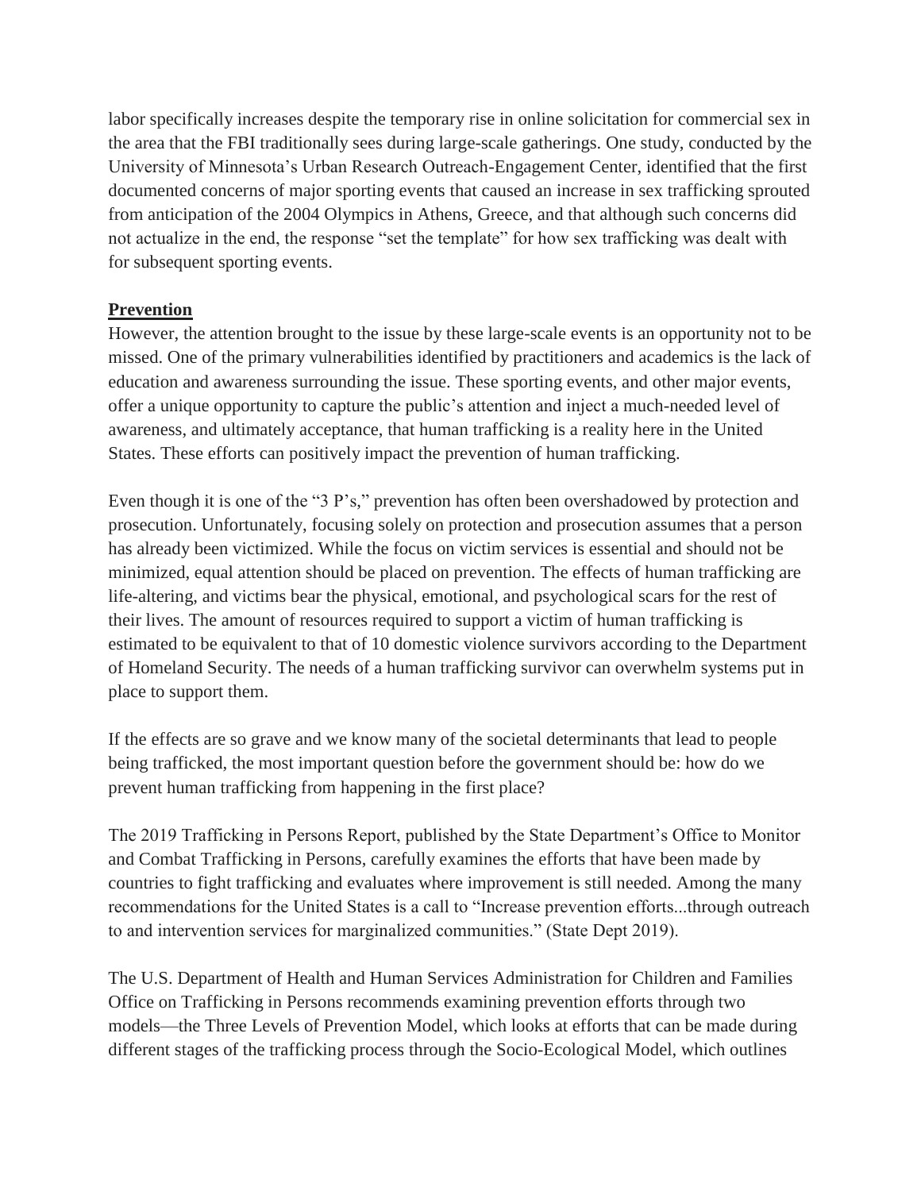labor specifically increases despite the temporary rise in online solicitation for commercial sex in the area that the FBI traditionally sees during large-scale gatherings. One study, conducted by the University of Minnesota's Urban Research Outreach-Engagement Center, identified that the first documented concerns of major sporting events that caused an increase in sex trafficking sprouted from anticipation of the 2004 Olympics in Athens, Greece, and that although such concerns did not actualize in the end, the response "set the template" for how sex trafficking was dealt with for subsequent sporting events.

## Prevention

However, the attention brought to the issue by these large-scale events is an opportunity not to be missed. One of the primary vulnerabilities identified by practitioners and academics is the lack of education and awareness surrounding the issue. These sporting events, and other major events, offer a unique opportunity to capture the public's attention and inject a much-needed level of awareness, and ultimately acceptance, that human trafficking is a reality here in the United States. These efforts can positively impact the prevention of human trafficking.

Even though it is one of the "3 P's," prevention has often been overshadowed by protection and prosecution. Unfortunately, focusing solely on protection and prosecution assumes that a person has already been victimized. While the focus on victim services is essential and should not be minimized, equal attention should be placed on prevention. The effects of human trafficking are life-altering, and victims bear the physical, emotional, and psychological scars for the rest of their lives. The amount of resources required to support a victim of human trafficking is estimated to be equivalent to that of 10 domestic violence survivors according to the Department of Homeland Security. The needs of a human trafficking survivor can overwhelm systems put in place to support them.

If the effects are so grave and we know many of the societal determinants that lead to people being trafficked, the most important question before the government should be: how do we prevent human trafficking from happening in the first place?

The 2019 Trafficking in Persons Report, published by the State Department's Office to Monitor and Combat Trafficking in Persons, carefully examines the efforts that have been made by countries to fight trafficking and evaluates where improvement is still needed. Among the many recommendations for the United States is a call to "Increase prevention efforts...through outreach to and intervention services for marginalized communities." (State Dept 2019).

The U.S. Department of Health and Human Services Administration for Children and Families Office on Trafficking in Persons recommends examining prevention efforts through two models—the Three Levels of Prevention Model, which looks at efforts that can be made during different stages of the trafficking process through the Socio-Ecological Model, which outlines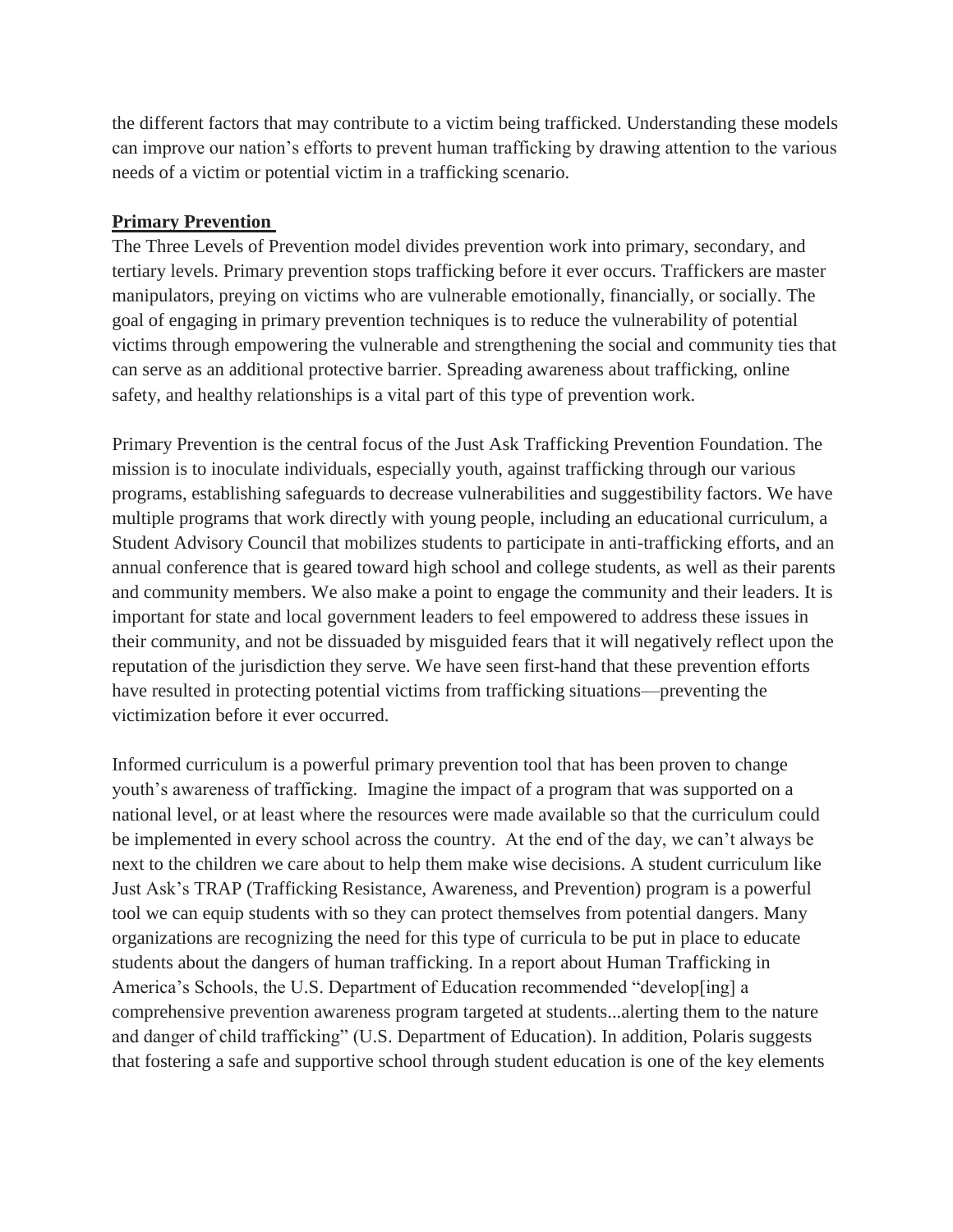the different factors that may contribute to a victim being trafficked. Understanding these models can improve our nation's efforts to prevent human trafficking by drawing attention to the various needs of a victim or potential victim in a trafficking scenario.

## Primary Prevention

The Three Levels of Prevention model divides prevention work into primary, secondary, and tertiary levels. Primary prevention stops trafficking before it ever occurs. Traffickers are master manipulators, preying on victims who are vulnerable emotionally, financially, or socially. The goal of engaging in primary prevention techniques is to reduce the vulnerability of potential victims through empowering the vulnerable and strengthening the social and community ties that can serve as an additional protective barrier. Spreading awareness about trafficking, online safety, and healthy relationships is a vital part of this type of prevention work.

Primary Prevention is the central focus of the Just Ask Trafficking Prevention Foundation. The mission is to inoculate individuals, especially youth, against trafficking through our various programs, establishing safeguards to decrease vulnerabilities and suggestibility factors. We have multiple programs that work directly with young people, including an educational curriculum, a Student Advisory Council that mobilizes students to participate in anti-trafficking efforts, and an annual conference that is geared toward high school and college students, as well as their parents and community members. We also make a point to engage the community and their leaders. It is important for state and local government leaders to feel empowered to address these issues in their community, and not be dissuaded by misguided fears that it will negatively reflect upon the reputation of the jurisdiction they serve. We have seen first-hand that these prevention efforts have resulted in protecting potential victims from trafficking situations—preventing the victimization before it ever occurred.

Informed curriculum is a powerful primary prevention tool that has been proven to change youth's awareness of trafficking. Imagine the impact of a program that was supported on a national level, or at least where the resources were made available so that the curriculum could be implemented in every school across the country. At the end of the day, we can't always be next to the children we care about to help them make wise decisions. A student curriculum like Just Ask's TRAP (Trafficking Resistance, Awareness, and Prevention) program is a powerful tool we can equip students with so they can protect themselves from potential dangers. Many organizations are recognizing the need for this type of curricula to be put in place to educate students about the dangers of human trafficking. In a report about Human Trafficking in America's Schools, the U.S. Department of Education recommended "develop[ing] a comprehensive prevention awareness program targeted at students...alerting them to the nature and danger of child trafficking" (U.S. Department of Education). In addition, Polaris suggests that fostering a safe and supportive school through student education is one of the key elements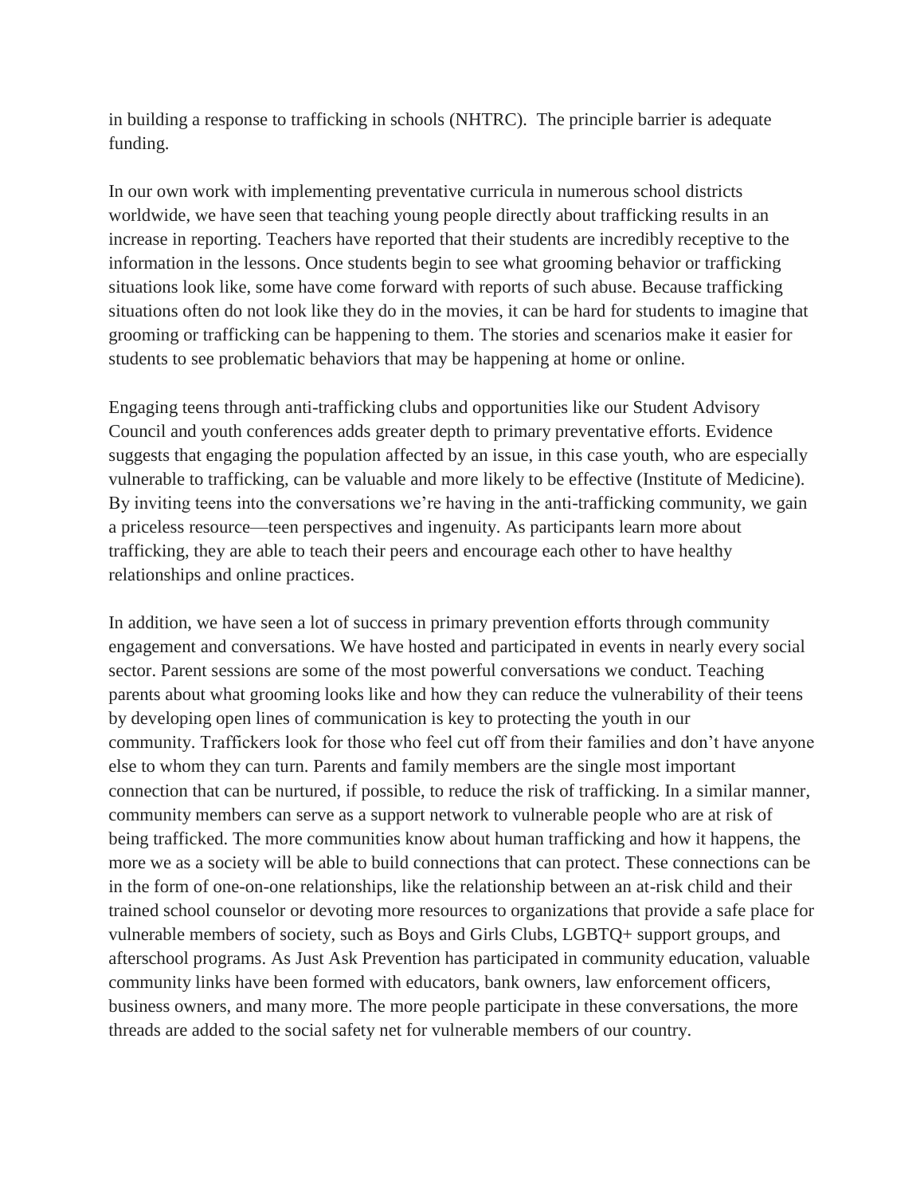in building a response to trafficking in schools (NHTRC). The principle barrier is adequate funding.

In our own work with implementing preventative curricula in numerous school districts worldwide, we have seen that teaching young people directly about trafficking results in an increase in reporting. Teachers have reported that their students are incredibly receptive to the information in the lessons. Once students begin to see what grooming behavior or trafficking situations look like, some have come forward with reports of such abuse. Because trafficking situations often do not look like they do in the movies, it can be hard for students to imagine that grooming or trafficking can be happening to them. The stories and scenarios make it easier for students to see problematic behaviors that may be happening at home or online.

Engaging teens through anti-trafficking clubs and opportunities like our Student Advisory Council and youth conferences adds greater depth to primary preventative efforts. Evidence suggests that engaging the population affected by an issue, in this case youth, who are especially vulnerable to trafficking, can be valuable and more likely to be effective (Institute of Medicine). By inviting teens into the conversations we're having in the anti-trafficking community, we gain a priceless resource—teen perspectives and ingenuity. As participants learn more about trafficking, they are able to teach their peers and encourage each other to have healthy relationships and online practices.

In addition, we have seen a lot of success in primary prevention efforts through community engagement and conversations. We have hosted and participated in events in nearly every social sector. Parent sessions are some of the most powerful conversations we conduct. Teaching parents about what grooming looks like and how they can reduce the vulnerability of their teens by developing open lines of communication is key to protecting the youth in our community. Traffickers look for those who feel cut off from their families and don't have anyone else to whom they can turn. Parents and family members are the single most important connection that can be nurtured, if possible, to reduce the risk of trafficking. In a similar manner, community members can serve as a support network to vulnerable people who are at risk of being trafficked. The more communities know about human trafficking and how it happens, the more we as a society will be able to build connections that can protect. These connections can be in the form of one-on-one relationships, like the relationship between an at-risk child and their trained school counselor or devoting more resources to organizations that provide a safe place for vulnerable members of society, such as Boys and Girls Clubs, LGBTQ+ support groups, and afterschool programs. As Just Ask Prevention has participated in community education, valuable community links have been formed with educators, bank owners, law enforcement officers, business owners, and many more. The more people participate in these conversations, the more threads are added to the social safety net for vulnerable members of our country.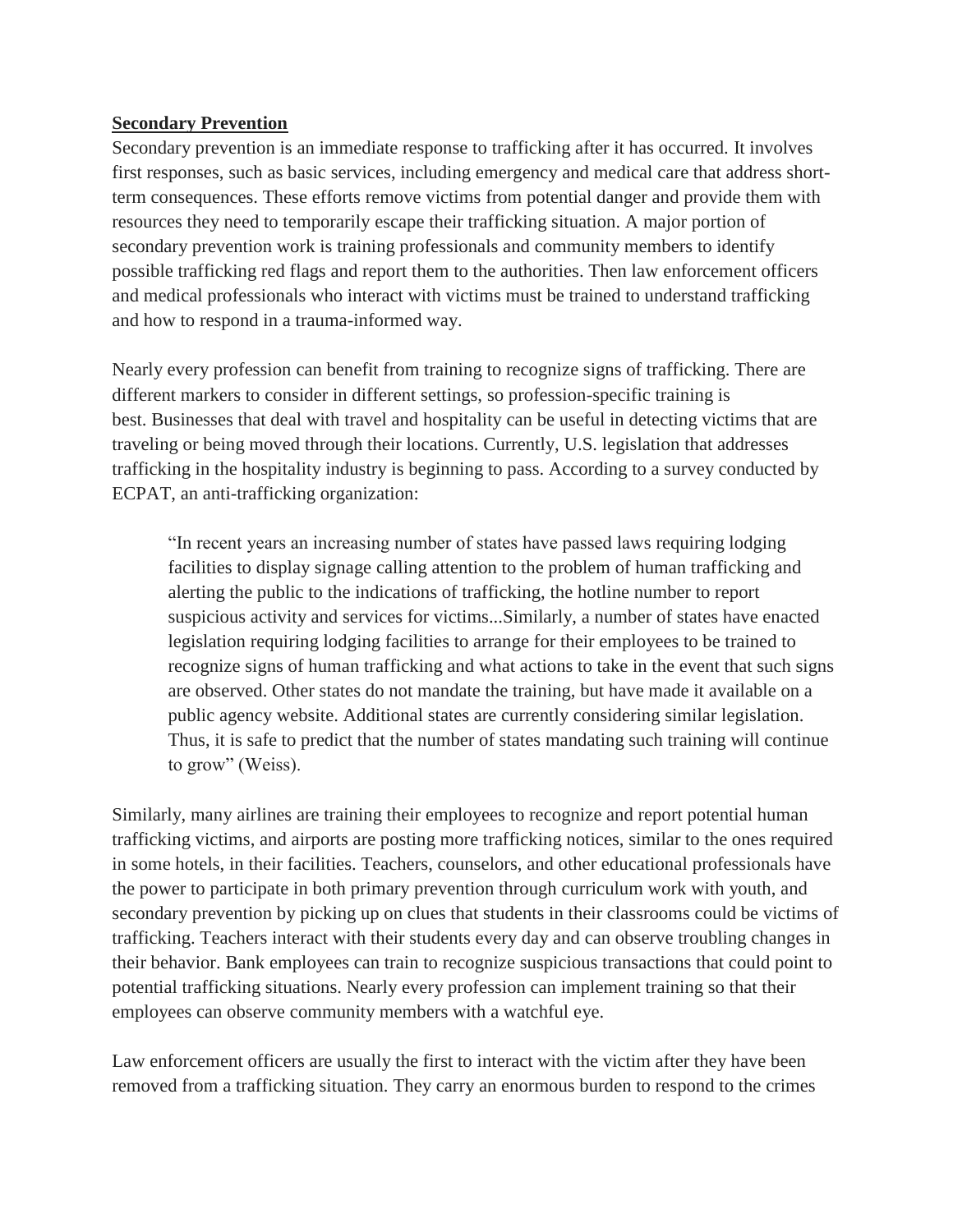**Secondary Prevention**

Secondary prevention is an immediate response to trafficking after it has occurred. It involves first responses, such as basic services, including emergency and medical care that address short-term consequences. These efforts remove victims from potential danger and provide them with resources they need to temporarily escape their trafficking situation. A major portion of secondary prevention work is training professionals and community members to identify possible trafficking red flags and report them to the authorities. Then law enforcement officers and medical professionals who interact with victims must be trained to understand trafficking and how to respond in a trauma-informed way.

Nearly every profession can benefit from training to recognize signs of trafficking. There are different markers to consider in different settings, so profession-specific training is best. Businesses that deal with travel and hospitality can be useful in detecting victims that are traveling or being moved through their locations. Currently, U.S. legislation that addresses trafficking in the hospitality industry is beginning to pass. According to a survey conducted by ECPAT, an anti-trafficking organization:

> "In recent years an increasing number of states have passed laws requiring lodging facilities to display signage calling attention to the problem of human trafficking and alerting the public to the indications of trafficking, the hotline number to report suspicious activity and services for victims...Similarly, a number of states have enacted legislation requiring lodging facilities to arrange for their employees to be trained to recognize signs of human trafficking and what actions to take in the event that such signs are observed. Other states do not mandate the training, but have made it available on a public agency website. Additional states are currently considering similar legislation. Thus, it is safe to predict that the number of states mandating such training will continue to grow" (Weiss).

Similarly, many airlines are training their employees to recognize and report potential human trafficking victims, and airports are posting more trafficking notices, similar to the ones required in some hotels, in their facilities. Teachers, counselors, and other educational professionals have the power to participate in both primary prevention through curriculum work with youth, and secondary prevention by picking up on clues that students in their classrooms could be victims of trafficking. Teachers interact with their students every day and can observe troubling changes in their behavior. Bank employees can train to recognize suspicious transactions that could point to potential trafficking situations. Nearly every profession can implement training so that their employees can observe community members with a watchful eye.

Law enforcement officers are usually the first to interact with the victim after they have been removed from a trafficking situation. They carry an enormous burden to respond to the crimes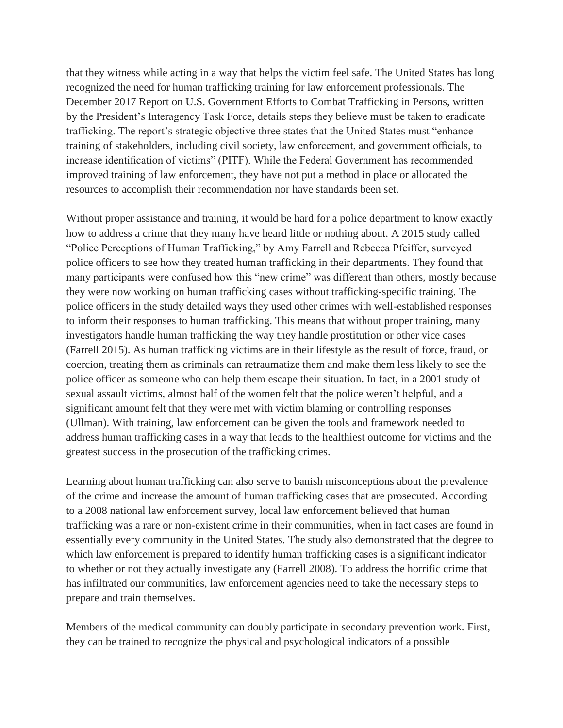that they witness while acting in a way that helps the victim feel safe. The United States has long recognized the need for human trafficking training for law enforcement professionals. The December 2017 Report on U.S. Government Efforts to Combat Trafficking in Persons, written by the President's Interagency Task Force, details steps they believe must be taken to eradicate trafficking. The report's strategic objective three states that the United States must "enhance training of stakeholders, including civil society, law enforcement, and government officials, to increase identification of victims" (PITF). While the Federal Government has recommended improved training of law enforcement, they have not put a method in place or allocated the resources to accomplish their recommendation nor have standards been set.

Without proper assistance and training, it would be hard for a police department to know exactly how to address a crime that they many have heard little or nothing about. A 2015 study called "Police Perceptions of Human Trafficking," by Amy Farrell and Rebecca Pfeiffer, surveyed police officers to see how they treated human trafficking in their departments. They found that many participants were confused how this "new crime" was different than others, mostly because they were now working on human trafficking cases without trafficking-specific training. The police officers in the study detailed ways they used other crimes with well-established responses to inform their responses to human trafficking. This means that without proper training, many investigators handle human trafficking the way they handle prostitution or other vice cases (Farrell 2015). As human trafficking victims are in their lifestyle as the result of force, fraud, or coercion, treating them as criminals can retraumatize them and make them less likely to see the police officer as someone who can help them escape their situation. In fact, in a 2001 study of sexual assault victims, almost half of the women felt that the police weren't helpful, and a significant amount felt that they were met with victim blaming or controlling responses (Ullman). With training, law enforcement can be given the tools and framework needed to address human trafficking cases in a way that leads to the healthiest outcome for victims and the greatest success in the prosecution of the trafficking crimes.

Learning about human trafficking can also serve to banish misconceptions about the prevalence of the crime and increase the amount of human trafficking cases that are prosecuted. According to a 2008 national law enforcement survey, local law enforcement believed that human trafficking was a rare or non-existent crime in their communities, when in fact cases are found in essentially every community in the United States. The study also demonstrated that the degree to which law enforcement is prepared to identify human trafficking cases is a significant indicator to whether or not they actually investigate any (Farrell 2008). To address the horrific crime that has infiltrated our communities, law enforcement agencies need to take the necessary steps to prepare and train themselves.

Members of the medical community can doubly participate in secondary prevention work. First, they can be trained to recognize the physical and psychological indicators of a possible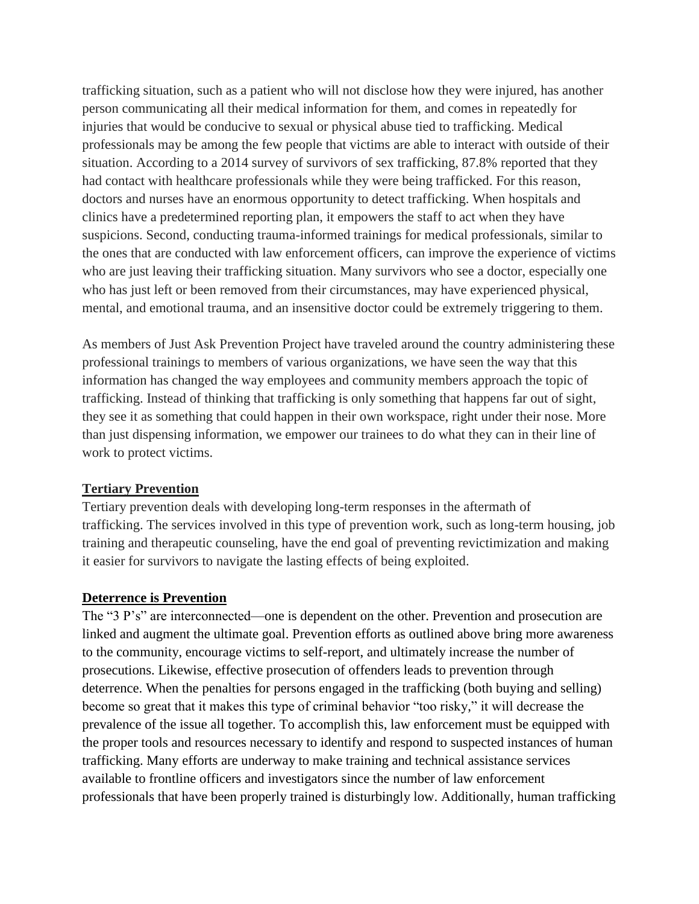trafficking situation, such as a patient who will not disclose how they were injured, has another person communicating all their medical information for them, and comes in repeatedly for injuries that would be conducive to sexual or physical abuse tied to trafficking. Medical professionals may be among the few people that victims are able to interact with outside of their situation. According to a 2014 survey of survivors of sex trafficking, 87.8% reported that they had contact with healthcare professionals while they were being trafficked. For this reason, doctors and nurses have an enormous opportunity to detect trafficking. When hospitals and clinics have a predetermined reporting plan, it empowers the staff to act when they have suspicions. Second, conducting trauma-informed trainings for medical professionals, similar to the ones that are conducted with law enforcement officers, can improve the experience of victims who are just leaving their trafficking situation. Many survivors who see a doctor, especially one who has just left or been removed from their circumstances, may have experienced physical, mental, and emotional trauma, and an insensitive doctor could be extremely triggering to them.

As members of Just Ask Prevention Project have traveled around the country administering these professional trainings to members of various organizations, we have seen the way that this information has changed the way employees and community members approach the topic of trafficking. Instead of thinking that trafficking is only something that happens far out of sight, they see it as something that could happen in their own workspace, right under their nose. More than just dispensing information, we empower our trainees to do what they can in their line of work to protect victims.

## Tertiary Prevention

Tertiary prevention deals with developing long-term responses in the aftermath of trafficking. The services involved in this type of prevention work, such as long-term housing, job training and therapeutic counseling, have the end goal of preventing revictimization and making it easier for survivors to navigate the lasting effects of being exploited.

## Deterrence is Prevention

The "3 P's" are interconnected—one is dependent on the other. Prevention and prosecution are linked and augment the ultimate goal. Prevention efforts as outlined above bring more awareness to the community, encourage victims to self-report, and ultimately increase the number of prosecutions. Likewise, effective prosecution of offenders leads to prevention through deterrence. When the penalties for persons engaged in the trafficking (both buying and selling) become so great that it makes this type of criminal behavior "too risky," it will decrease the prevalence of the issue all together. To accomplish this, law enforcement must be equipped with the proper tools and resources necessary to identify and respond to suspected instances of human trafficking. Many efforts are underway to make training and technical assistance services available to frontline officers and investigators since the number of law enforcement professionals that have been properly trained is disturbingly low. Additionally, human trafficking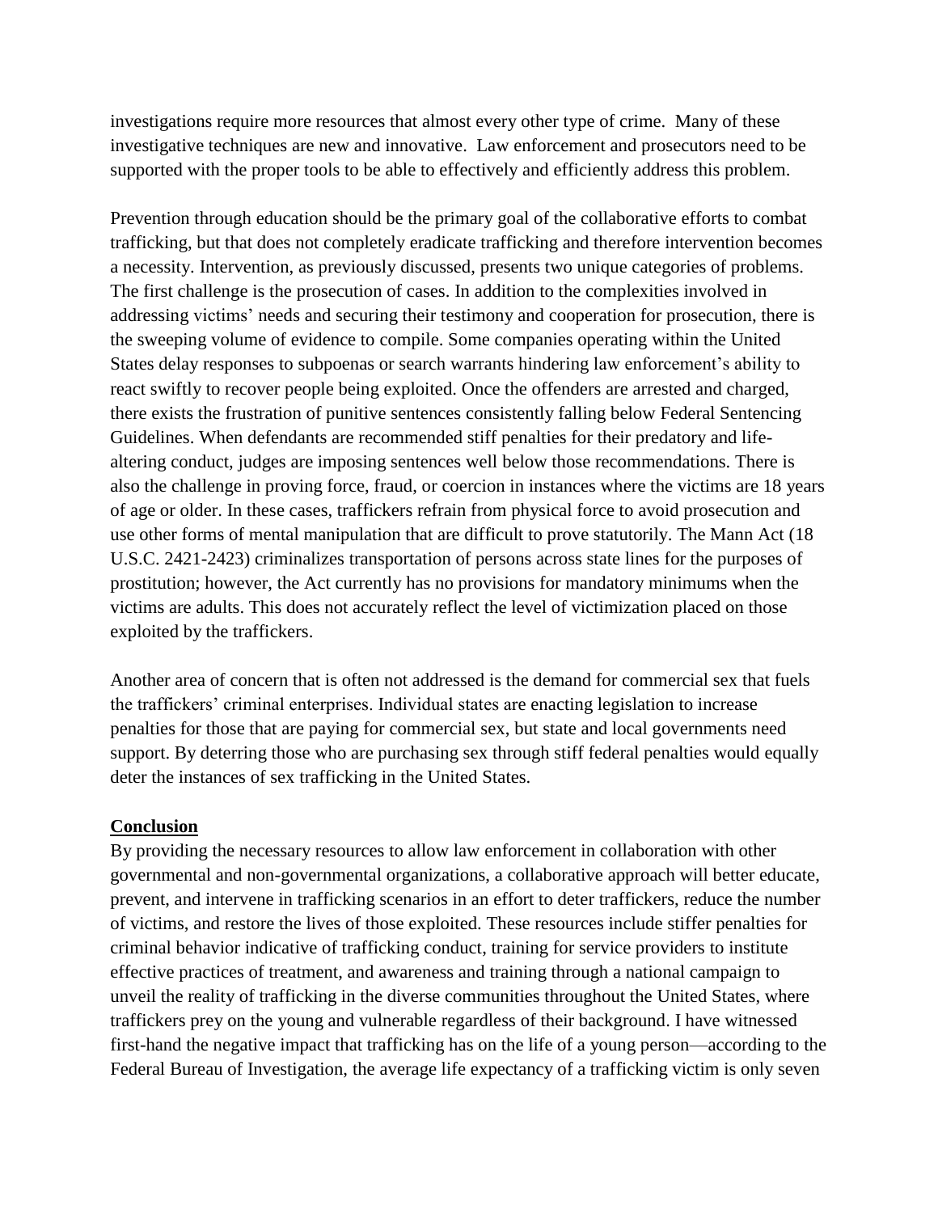investigations require more resources that almost every other type of crime. Many of these investigative techniques are new and innovative. Law enforcement and prosecutors need to be supported with the proper tools to be able to effectively and efficiently address this problem.

Prevention through education should be the primary goal of the collaborative efforts to combat trafficking, but that does not completely eradicate trafficking and therefore intervention becomes a necessity. Intervention, as previously discussed, presents two unique categories of problems. The first challenge is the prosecution of cases. In addition to the complexities involved in addressing victims' needs and securing their testimony and cooperation for prosecution, there is the sweeping volume of evidence to compile. Some companies operating within the United States delay responses to subpoenas or search warrants hindering law enforcement's ability to react swiftly to recover people being exploited. Once the offenders are arrested and charged, there exists the frustration of punitive sentences consistently falling below Federal Sentencing Guidelines. When defendants are recommended stiff penalties for their predatory and life-altering conduct, judges are imposing sentences well below those recommendations. There is also the challenge in proving force, fraud, or coercion in instances where the victims are 18 years of age or older. In these cases, traffickers refrain from physical force to avoid prosecution and use other forms of mental manipulation that are difficult to prove statutorily. The Mann Act (18 U.S.C. 2421-2423) criminalizes transportation of persons across state lines for the purposes of prostitution; however, the Act currently has no provisions for mandatory minimums when the victims are adults. This does not accurately reflect the level of victimization placed on those exploited by the traffickers.

Another area of concern that is often not addressed is the demand for commercial sex that fuels the traffickers' criminal enterprises. Individual states are enacting legislation to increase penalties for those that are paying for commercial sex, but state and local governments need support. By deterring those who are purchasing sex through stiff federal penalties would equally deter the instances of sex trafficking in the United States.

## Conclusion

By providing the necessary resources to allow law enforcement in collaboration with other governmental and non-governmental organizations, a collaborative approach will better educate, prevent, and intervene in trafficking scenarios in an effort to deter traffickers, reduce the number of victims, and restore the lives of those exploited. These resources include stiffer penalties for criminal behavior indicative of trafficking conduct, training for service providers to institute effective practices of treatment, and awareness and training through a national campaign to unveil the reality of trafficking in the diverse communities throughout the United States, where traffickers prey on the young and vulnerable regardless of their background. I have witnessed first-hand the negative impact that trafficking has on the life of a young person—according to the Federal Bureau of Investigation, the average life expectancy of a trafficking victim is only seven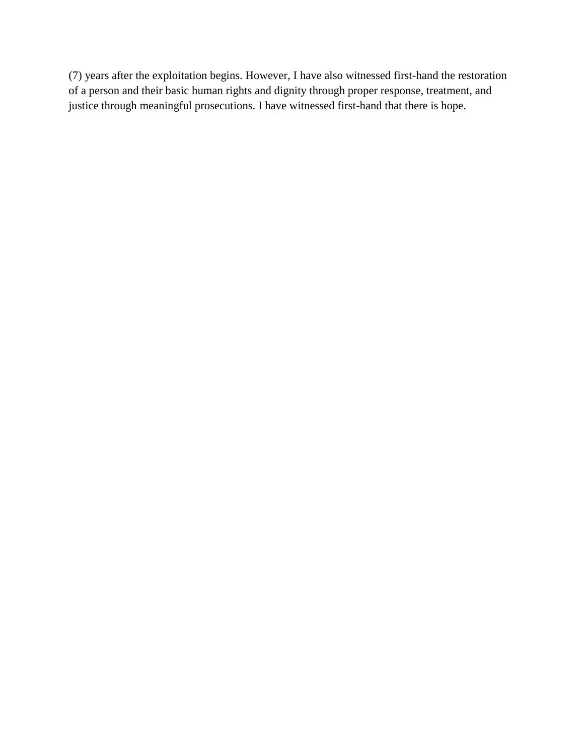(7) years after the exploitation begins. However, I have also witnessed first-hand the restoration of a person and their basic human rights and dignity through proper response, treatment, and justice through meaningful prosecutions. I have witnessed first-hand that there is hope.